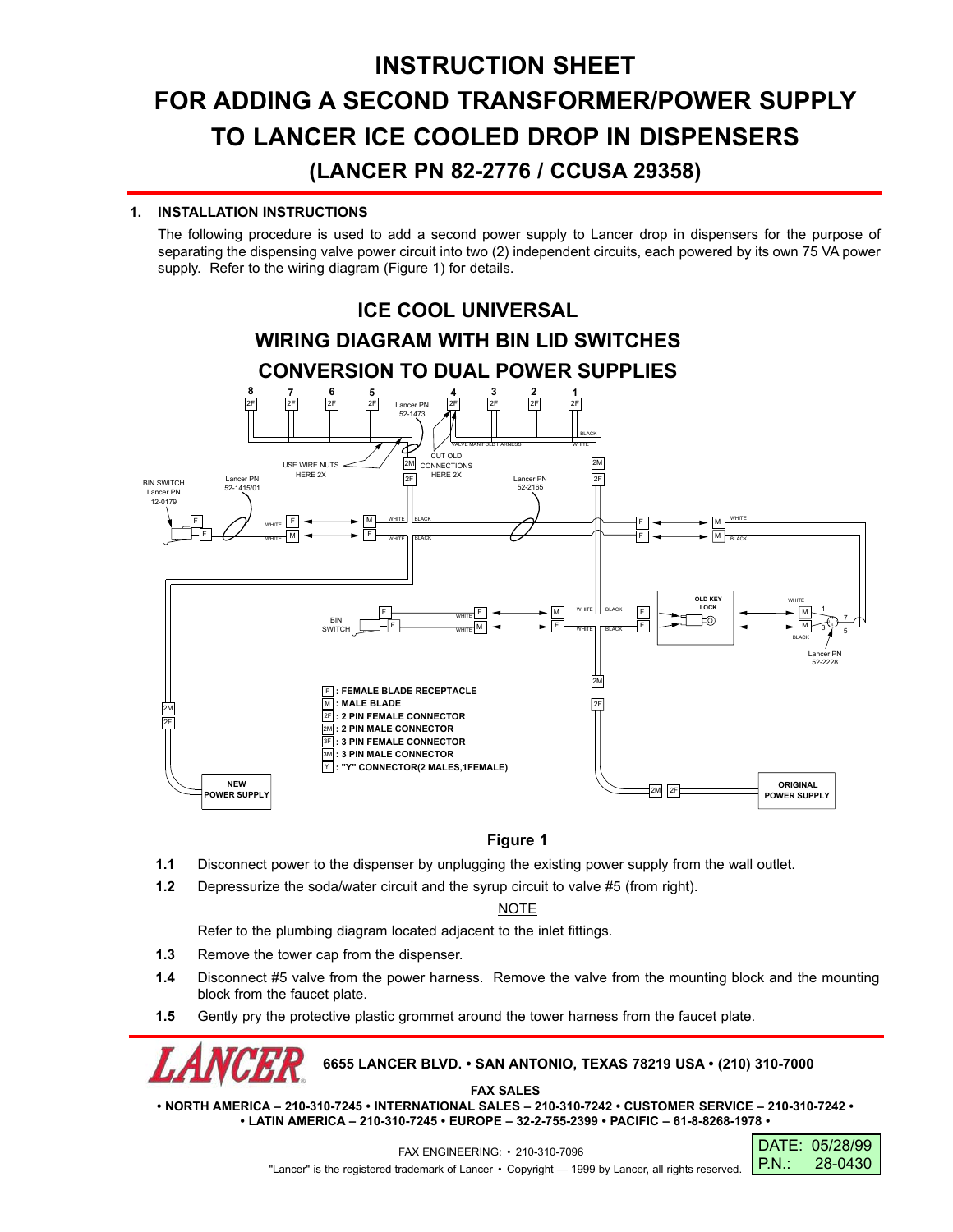# INSTRUCTION SHEET
# FOR ADDING A SECOND TRANSFORMER/POWER SUPPLY TO LANCER ICE COOLED DROP IN DISPENSERS
## (LANCER PN 82-2776 / CCUSA 29358)

**1. INSTALLATION INSTRUCTIONS**

The following procedure is used to add a second power supply to Lancer drop in dispensers for the purpose of separating the dispensing valve power circuit into two (2) independent circuits, each powered by its own 75 VA power supply. Refer to the wiring diagram (Figure 1) for details.

## ICE COOL UNIVERSAL
## WIRING DIAGRAM WITH BIN LID SWITCHES
## CONVERSION TO DUAL POWER SUPPLIES

F : FEMALE BLADE RECEPTACLE
M : MALE BLADE
2F : 2 PIN FEMALE CONNECTOR
2M : 2 PIN MALE CONNECTOR
3F : 3 PIN FEMALE CONNECTOR
3M : 3 PIN MALE CONNECTOR
Y : "Y" CONNECTOR(2 MALES,1FEMALE)

**Figure 1**

**1.1** Disconnect power to the dispenser by unplugging the existing power supply from the wall outlet.

**1.2** Depressurize the soda/water circuit and the syrup circuit to valve #5 (from right).

NOTE

Refer to the plumbing diagram located adjacent to the inlet fittings.

**1.3** Remove the tower cap from the dispenser.

**1.4** Disconnect #5 valve from the power harness. Remove the valve from the mounting block and the mounting block from the faucet plate.

**1.5** Gently pry the protective plastic grommet around the tower harness from the faucet plate.

6655 LANCER BLVD. • SAN ANTONIO, TEXAS 78219 USA • (210) 310-7000

FAX SALES

• NORTH AMERICA – 210-310-7245 • INTERNATIONAL SALES – 210-310-7242 • CUSTOMER SERVICE – 210-310-7242 •
• LATIN AMERICA – 210-310-7245 • EUROPE – 32-2-755-2399 • PACIFIC – 61-8-8268-1978 •

FAX ENGINEERING: • 210-310-7096

"Lancer" is the registered trademark of Lancer • Copyright — 1999 by Lancer, all rights reserved.

DATE: 05/28/99
P.N.: 28-0430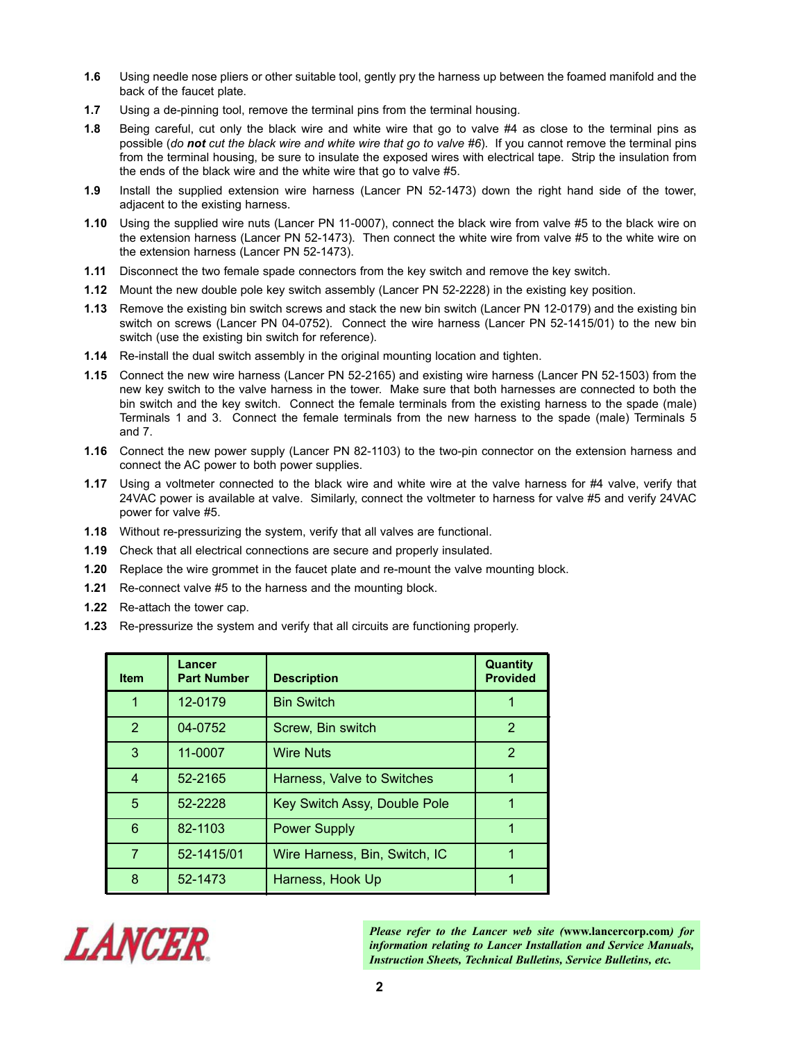**1.6** Using needle nose pliers or other suitable tool, gently pry the harness up between the foamed manifold and the back of the faucet plate.

**1.7** Using a de-pinning tool, remove the terminal pins from the terminal housing.

**1.8** Being careful, cut only the black wire and white wire that go to valve #4 as close to the terminal pins as possible (*do **not** cut the black wire and white wire that go to valve #6*). If you cannot remove the terminal pins from the terminal housing, be sure to insulate the exposed wires with electrical tape. Strip the insulation from the ends of the black wire and the white wire that go to valve #5.

**1.9** Install the supplied extension wire harness (Lancer PN 52-1473) down the right hand side of the tower, adjacent to the existing harness.

**1.10** Using the supplied wire nuts (Lancer PN 11-0007), connect the black wire from valve #5 to the black wire on the extension harness (Lancer PN 52-1473). Then connect the white wire from valve #5 to the white wire on the extension harness (Lancer PN 52-1473).

**1.11** Disconnect the two female spade connectors from the key switch and remove the key switch.

**1.12** Mount the new double pole key switch assembly (Lancer PN 52-2228) in the existing key position.

**1.13** Remove the existing bin switch screws and stack the new bin switch (Lancer PN 12-0179) and the existing bin switch on screws (Lancer PN 04-0752). Connect the wire harness (Lancer PN 52-1415/01) to the new bin switch (use the existing bin switch for reference).

**1.14** Re-install the dual switch assembly in the original mounting location and tighten.

**1.15** Connect the new wire harness (Lancer PN 52-2165) and existing wire harness (Lancer PN 52-1503) from the new key switch to the valve harness in the tower. Make sure that both harnesses are connected to both the bin switch and the key switch. Connect the female terminals from the existing harness to the spade (male) Terminals 1 and 3. Connect the female terminals from the new harness to the spade (male) Terminals 5 and 7.

**1.16** Connect the new power supply (Lancer PN 82-1103) to the two-pin connector on the extension harness and connect the AC power to both power supplies.

**1.17** Using a voltmeter connected to the black wire and white wire at the valve harness for #4 valve, verify that 24VAC power is available at valve. Similarly, connect the voltmeter to harness for valve #5 and verify 24VAC power for valve #5.

**1.18** Without re-pressurizing the system, verify that all valves are functional.

**1.19** Check that all electrical connections are secure and properly insulated.

**1.20** Replace the wire grommet in the faucet plate and re-mount the valve mounting block.

**1.21** Re-connect valve #5 to the harness and the mounting block.

**1.22** Re-attach the tower cap.

**1.23** Re-pressurize the system and verify that all circuits are functioning properly.

| Item | Lancer Part Number | Description | Quantity Provided |
|---|---|---|---|
| 1 | 12-0179 | Bin Switch | 1 |
| 2 | 04-0752 | Screw, Bin switch | 2 |
| 3 | 11-0007 | Wire Nuts | 2 |
| 4 | 52-2165 | Harness, Valve to Switches | 1 |
| 5 | 52-2228 | Key Switch Assy, Double Pole | 1 |
| 6 | 82-1103 | Power Supply | 1 |
| 7 | 52-1415/01 | Wire Harness, Bin, Switch, IC | 1 |
| 8 | 52-1473 | Harness, Hook Up | 1 |

LANCER

***Please refer to the Lancer web site (www.lancercorp.com) for information relating to Lancer Installation and Service Manuals, Instruction Sheets, Technical Bulletins, Service Bulletins, etc.***